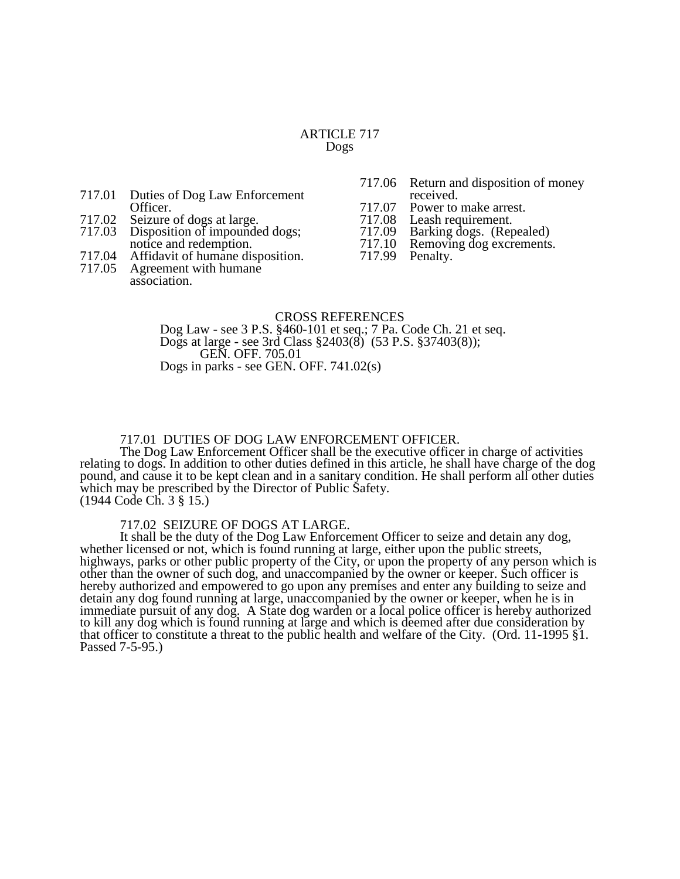# ARTICLE 717
## Dogs

717.01 Duties of Dog Law Enforcement Officer.
717.02 Seizure of dogs at large.
717.03 Disposition of impounded dogs; notice and redemption.
717.04 Affidavit of humane disposition.
717.05 Agreement with humane association.
717.06 Return and disposition of money received.
717.07 Power to make arrest.
717.08 Leash requirement.
717.09 Barking dogs. (Repealed)
717.10 Removing dog excrements.
717.99 Penalty.

CROSS REFERENCES
Dog Law - see 3 P.S. §460-101 et seq.; 7 Pa. Code Ch. 21 et seq.
Dogs at large - see 3rd Class §2403(8) (53 P.S. §37403(8)); GEN. OFF. 705.01
Dogs in parks - see GEN. OFF. 741.02(s)

### 717.01 DUTIES OF DOG LAW ENFORCEMENT OFFICER.

The Dog Law Enforcement Officer shall be the executive officer in charge of activities relating to dogs. In addition to other duties defined in this article, he shall have charge of the dog pound, and cause it to be kept clean and in a sanitary condition. He shall perform all other duties which may be prescribed by the Director of Public Safety.
(1944 Code Ch. 3 § 15.)

### 717.02 SEIZURE OF DOGS AT LARGE.

It shall be the duty of the Dog Law Enforcement Officer to seize and detain any dog, whether licensed or not, which is found running at large, either upon the public streets, highways, parks or other public property of the City, or upon the property of any person which is other than the owner of such dog, and unaccompanied by the owner or keeper. Such officer is hereby authorized and empowered to go upon any premises and enter any building to seize and detain any dog found running at large, unaccompanied by the owner or keeper, when he is in immediate pursuit of any dog. A State dog warden or a local police officer is hereby authorized to kill any dog which is found running at large and which is deemed after due consideration by that officer to constitute a threat to the public health and welfare of the City. (Ord. 11-1995 §1. Passed 7-5-95.)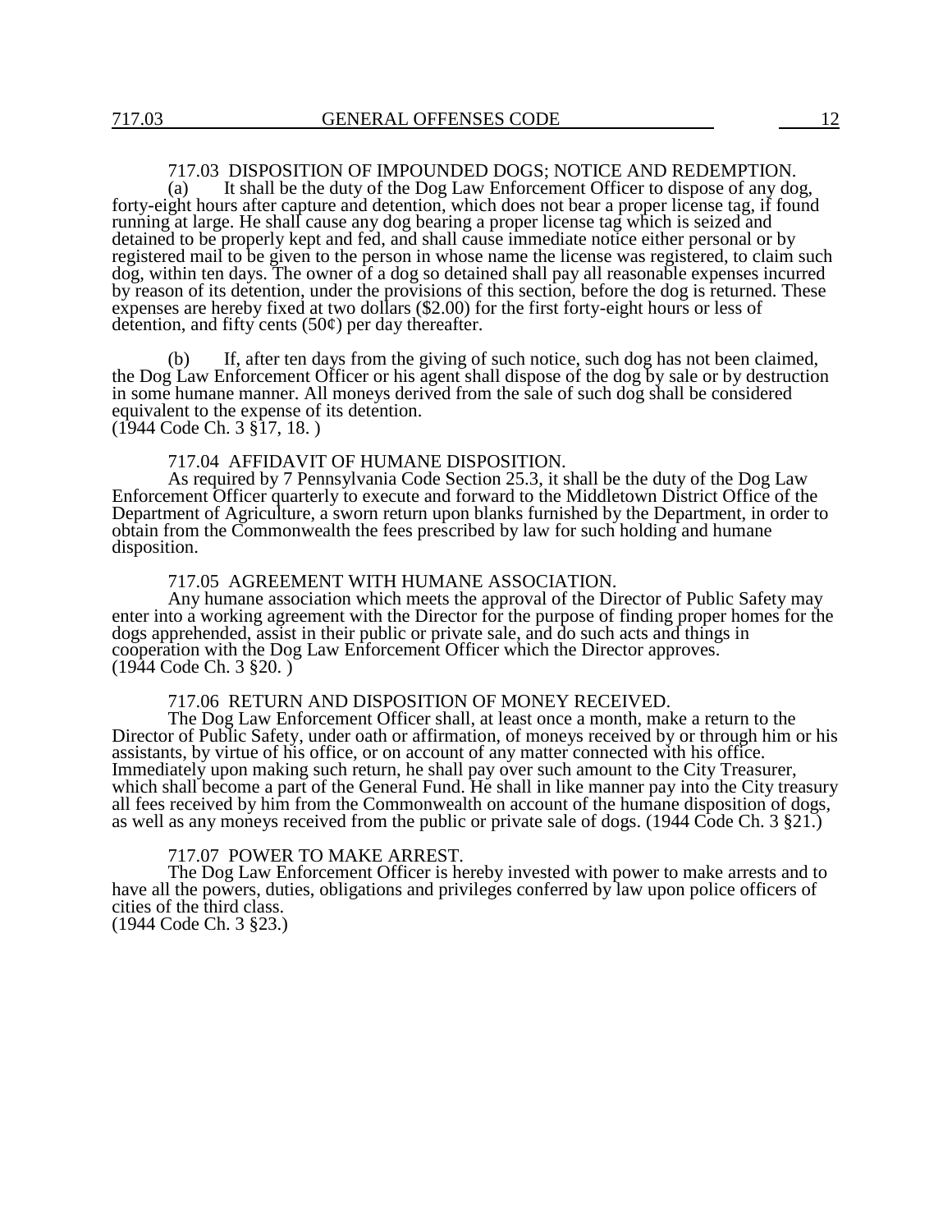### 717.03 DISPOSITION OF IMPOUNDED DOGS; NOTICE AND REDEMPTION.

(a) It shall be the duty of the Dog Law Enforcement Officer to dispose of any dog, forty-eight hours after capture and detention, which does not bear a proper license tag, if found running at large. He shall cause any dog bearing a proper license tag which is seized and detained to be properly kept and fed, and shall cause immediate notice either personal or by registered mail to be given to the person in whose name the license was registered, to claim such dog, within ten days. The owner of a dog so detained shall pay all reasonable expenses incurred by reason of its detention, under the provisions of this section, before the dog is returned. These expenses are hereby fixed at two dollars ($2.00) for the first forty-eight hours or less of detention, and fifty cents (50¢) per day thereafter.

(b) If, after ten days from the giving of such notice, such dog has not been claimed, the Dog Law Enforcement Officer or his agent shall dispose of the dog by sale or by destruction in some humane manner. All moneys derived from the sale of such dog shall be considered equivalent to the expense of its detention.
(1944 Code Ch. 3 §17, 18. )

### 717.04 AFFIDAVIT OF HUMANE DISPOSITION.

As required by 7 Pennsylvania Code Section 25.3, it shall be the duty of the Dog Law Enforcement Officer quarterly to execute and forward to the Middletown District Office of the Department of Agriculture, a sworn return upon blanks furnished by the Department, in order to obtain from the Commonwealth the fees prescribed by law for such holding and humane disposition.

### 717.05 AGREEMENT WITH HUMANE ASSOCIATION.

Any humane association which meets the approval of the Director of Public Safety may enter into a working agreement with the Director for the purpose of finding proper homes for the dogs apprehended, assist in their public or private sale, and do such acts and things in cooperation with the Dog Law Enforcement Officer which the Director approves.
(1944 Code Ch. 3 §20. )

### 717.06 RETURN AND DISPOSITION OF MONEY RECEIVED.

The Dog Law Enforcement Officer shall, at least once a month, make a return to the Director of Public Safety, under oath or affirmation, of moneys received by or through him or his assistants, by virtue of his office, or on account of any matter connected with his office. Immediately upon making such return, he shall pay over such amount to the City Treasurer, which shall become a part of the General Fund. He shall in like manner pay into the City treasury all fees received by him from the Commonwealth on account of the humane disposition of dogs, as well as any moneys received from the public or private sale of dogs. (1944 Code Ch. 3 §21.)

### 717.07 POWER TO MAKE ARREST.

The Dog Law Enforcement Officer is hereby invested with power to make arrests and to have all the powers, duties, obligations and privileges conferred by law upon police officers of cities of the third class.
(1944 Code Ch. 3 §23.)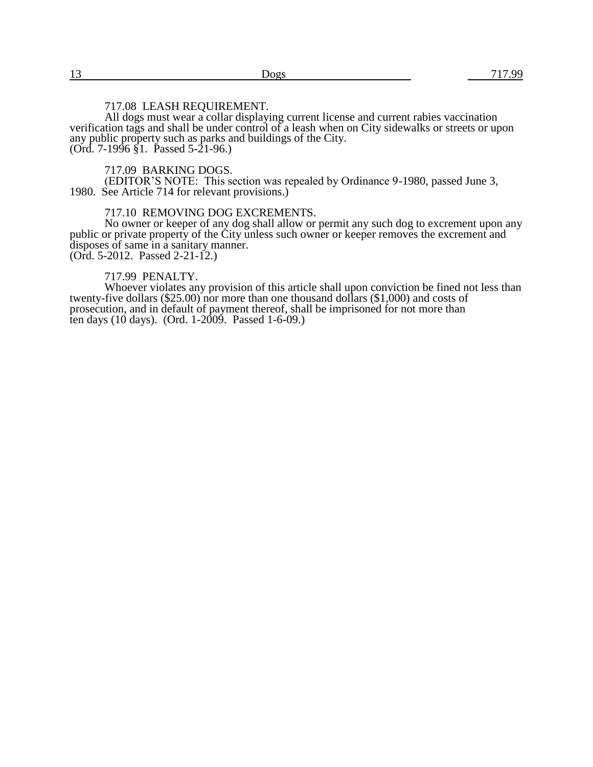717.08 LEASH REQUIREMENT.

All dogs must wear a collar displaying current license and current rabies vaccination verification tags and shall be under control of a leash when on City sidewalks or streets or upon any public property such as parks and buildings of the City.
(Ord. 7-1996 §1. Passed 5-21-96.)

717.09 BARKING DOGS.

(EDITOR'S NOTE: This section was repealed by Ordinance 9-1980, passed June 3, 1980. See Article 714 for relevant provisions.)

717.10 REMOVING DOG EXCREMENTS.

No owner or keeper of any dog shall allow or permit any such dog to excrement upon any public or private property of the City unless such owner or keeper removes the excrement and disposes of same in a sanitary manner.
(Ord. 5-2012. Passed 2-21-12.)

717.99 PENALTY.

Whoever violates any provision of this article shall upon conviction be fined not less than twenty-five dollars ($25.00) nor more than one thousand dollars ($1,000) and costs of prosecution, and in default of payment thereof, shall be imprisoned for not more than ten days (10 days). (Ord. 1-2009. Passed 1-6-09.)